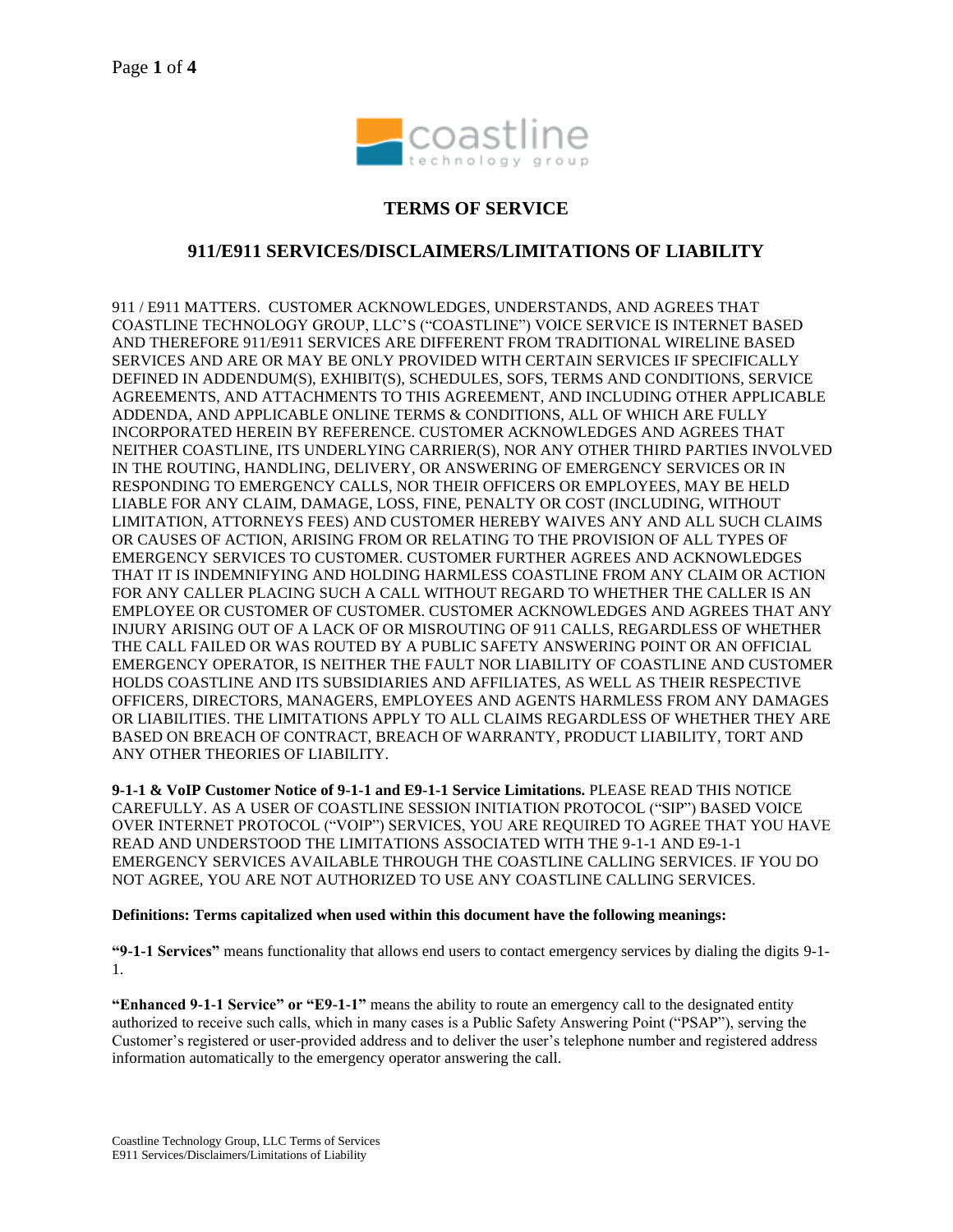# TERMS OF SERVICE

## 911/E911 SERVICES/DISCLAIMERS/LIMITATIONS OF LIABILITY

911 / E911 MATTERS. CUSTOMER ACKNOWLEDGES, UNDERSTANDS, AND AGREES THAT COASTLINE TECHNOLOGY GROUP, LLC'S ("COASTLINE") VOICE SERVICE IS INTERNET BASED AND THEREFORE 911/E911 SERVICES ARE DIFFERENT FROM TRADITIONAL WIRELINE BASED SERVICES AND ARE OR MAY BE ONLY PROVIDED WITH CERTAIN SERVICES IF SPECIFICALLY DEFINED IN ADDENDUM(S), EXHIBIT(S), SCHEDULES, SOFS, TERMS AND CONDITIONS, SERVICE AGREEMENTS, AND ATTACHMENTS TO THIS AGREEMENT, AND INCLUDING OTHER APPLICABLE ADDENDA, AND APPLICABLE ONLINE TERMS & CONDITIONS, ALL OF WHICH ARE FULLY INCORPORATED HEREIN BY REFERENCE. CUSTOMER ACKNOWLEDGES AND AGREES THAT NEITHER COASTLINE, ITS UNDERLYING CARRIER(S), NOR ANY OTHER THIRD PARTIES INVOLVED IN THE ROUTING, HANDLING, DELIVERY, OR ANSWERING OF EMERGENCY SERVICES OR IN RESPONDING TO EMERGENCY CALLS, NOR THEIR OFFICERS OR EMPLOYEES, MAY BE HELD LIABLE FOR ANY CLAIM, DAMAGE, LOSS, FINE, PENALTY OR COST (INCLUDING, WITHOUT LIMITATION, ATTORNEYS FEES) AND CUSTOMER HEREBY WAIVES ANY AND ALL SUCH CLAIMS OR CAUSES OF ACTION, ARISING FROM OR RELATING TO THE PROVISION OF ALL TYPES OF EMERGENCY SERVICES TO CUSTOMER. CUSTOMER FURTHER AGREES AND ACKNOWLEDGES THAT IT IS INDEMNIFYING AND HOLDING HARMLESS COASTLINE FROM ANY CLAIM OR ACTION FOR ANY CALLER PLACING SUCH A CALL WITHOUT REGARD TO WHETHER THE CALLER IS AN EMPLOYEE OR CUSTOMER OF CUSTOMER. CUSTOMER ACKNOWLEDGES AND AGREES THAT ANY INJURY ARISING OUT OF A LACK OF OR MISROUTING OF 911 CALLS, REGARDLESS OF WHETHER THE CALL FAILED OR WAS ROUTED BY A PUBLIC SAFETY ANSWERING POINT OR AN OFFICIAL EMERGENCY OPERATOR, IS NEITHER THE FAULT NOR LIABILITY OF COASTLINE AND CUSTOMER HOLDS COASTLINE AND ITS SUBSIDIARIES AND AFFILIATES, AS WELL AS THEIR RESPECTIVE OFFICERS, DIRECTORS, MANAGERS, EMPLOYEES AND AGENTS HARMLESS FROM ANY DAMAGES OR LIABILITIES. THE LIMITATIONS APPLY TO ALL CLAIMS REGARDLESS OF WHETHER THEY ARE BASED ON BREACH OF CONTRACT, BREACH OF WARRANTY, PRODUCT LIABILITY, TORT AND ANY OTHER THEORIES OF LIABILITY.

**9-1-1 & VoIP Customer Notice of 9-1-1 and E9-1-1 Service Limitations.** PLEASE READ THIS NOTICE CAREFULLY. AS A USER OF COASTLINE SESSION INITIATION PROTOCOL ("SIP") BASED VOICE OVER INTERNET PROTOCOL ("VOIP") SERVICES, YOU ARE REQUIRED TO AGREE THAT YOU HAVE READ AND UNDERSTOOD THE LIMITATIONS ASSOCIATED WITH THE 9-1-1 AND E9-1-1 EMERGENCY SERVICES AVAILABLE THROUGH THE COASTLINE CALLING SERVICES. IF YOU DO NOT AGREE, YOU ARE NOT AUTHORIZED TO USE ANY COASTLINE CALLING SERVICES.

**Definitions: Terms capitalized when used within this document have the following meanings:**

**"9-1-1 Services"** means functionality that allows end users to contact emergency services by dialing the digits 9-1-1.

**"Enhanced 9-1-1 Service" or "E9-1-1"** means the ability to route an emergency call to the designated entity authorized to receive such calls, which in many cases is a Public Safety Answering Point ("PSAP"), serving the Customer's registered or user-provided address and to deliver the user's telephone number and registered address information automatically to the emergency operator answering the call.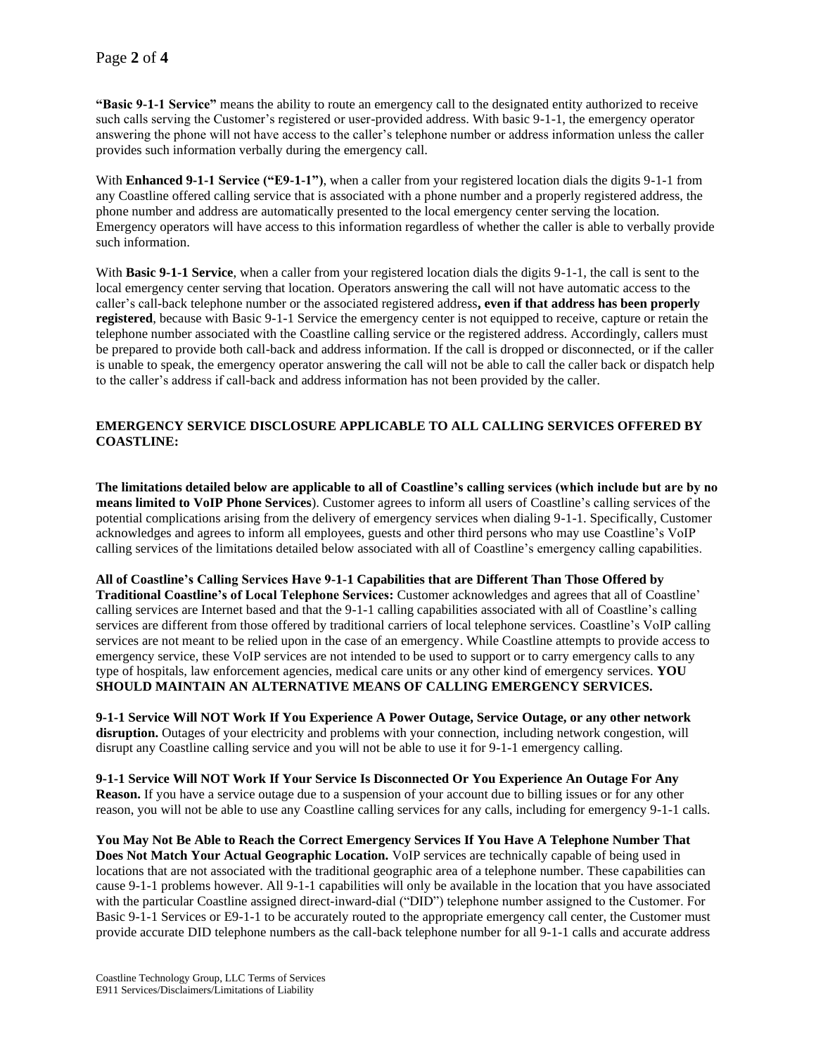**"Basic 9-1-1 Service"** means the ability to route an emergency call to the designated entity authorized to receive such calls serving the Customer's registered or user-provided address. With basic 9-1-1, the emergency operator answering the phone will not have access to the caller's telephone number or address information unless the caller provides such information verbally during the emergency call.

With **Enhanced 9-1-1 Service ("E9-1-1")**, when a caller from your registered location dials the digits 9-1-1 from any Coastline offered calling service that is associated with a phone number and a properly registered address, the phone number and address are automatically presented to the local emergency center serving the location. Emergency operators will have access to this information regardless of whether the caller is able to verbally provide such information.

With **Basic 9-1-1 Service**, when a caller from your registered location dials the digits 9-1-1, the call is sent to the local emergency center serving that location. Operators answering the call will not have automatic access to the caller's call-back telephone number or the associated registered address**, even if that address has been properly registered**, because with Basic 9-1-1 Service the emergency center is not equipped to receive, capture or retain the telephone number associated with the Coastline calling service or the registered address. Accordingly, callers must be prepared to provide both call-back and address information. If the call is dropped or disconnected, or if the caller is unable to speak, the emergency operator answering the call will not be able to call the caller back or dispatch help to the caller's address if call-back and address information has not been provided by the caller.

**EMERGENCY SERVICE DISCLOSURE APPLICABLE TO ALL CALLING SERVICES OFFERED BY COASTLINE:**

**The limitations detailed below are applicable to all of Coastline's calling services (which include but are by no means limited to VoIP Phone Services**). Customer agrees to inform all users of Coastline's calling services of the potential complications arising from the delivery of emergency services when dialing 9-1-1. Specifically, Customer acknowledges and agrees to inform all employees, guests and other third persons who may use Coastline's VoIP calling services of the limitations detailed below associated with all of Coastline's emergency calling capabilities.

**All of Coastline's Calling Services Have 9-1-1 Capabilities that are Different Than Those Offered by Traditional Coastline's of Local Telephone Services:** Customer acknowledges and agrees that all of Coastline' calling services are Internet based and that the 9-1-1 calling capabilities associated with all of Coastline's calling services are different from those offered by traditional carriers of local telephone services. Coastline's VoIP calling services are not meant to be relied upon in the case of an emergency. While Coastline attempts to provide access to emergency service, these VoIP services are not intended to be used to support or to carry emergency calls to any type of hospitals, law enforcement agencies, medical care units or any other kind of emergency services. **YOU SHOULD MAINTAIN AN ALTERNATIVE MEANS OF CALLING EMERGENCY SERVICES.**

**9-1-1 Service Will NOT Work If You Experience A Power Outage, Service Outage, or any other network disruption.** Outages of your electricity and problems with your connection, including network congestion, will disrupt any Coastline calling service and you will not be able to use it for 9-1-1 emergency calling.

**9-1-1 Service Will NOT Work If Your Service Is Disconnected Or You Experience An Outage For Any Reason.** If you have a service outage due to a suspension of your account due to billing issues or for any other reason, you will not be able to use any Coastline calling services for any calls, including for emergency 9-1-1 calls.

**You May Not Be Able to Reach the Correct Emergency Services If You Have A Telephone Number That Does Not Match Your Actual Geographic Location.** VoIP services are technically capable of being used in locations that are not associated with the traditional geographic area of a telephone number. These capabilities can cause 9-1-1 problems however. All 9-1-1 capabilities will only be available in the location that you have associated with the particular Coastline assigned direct-inward-dial ("DID") telephone number assigned to the Customer. For Basic 9-1-1 Services or E9-1-1 to be accurately routed to the appropriate emergency call center, the Customer must provide accurate DID telephone numbers as the call-back telephone number for all 9-1-1 calls and accurate address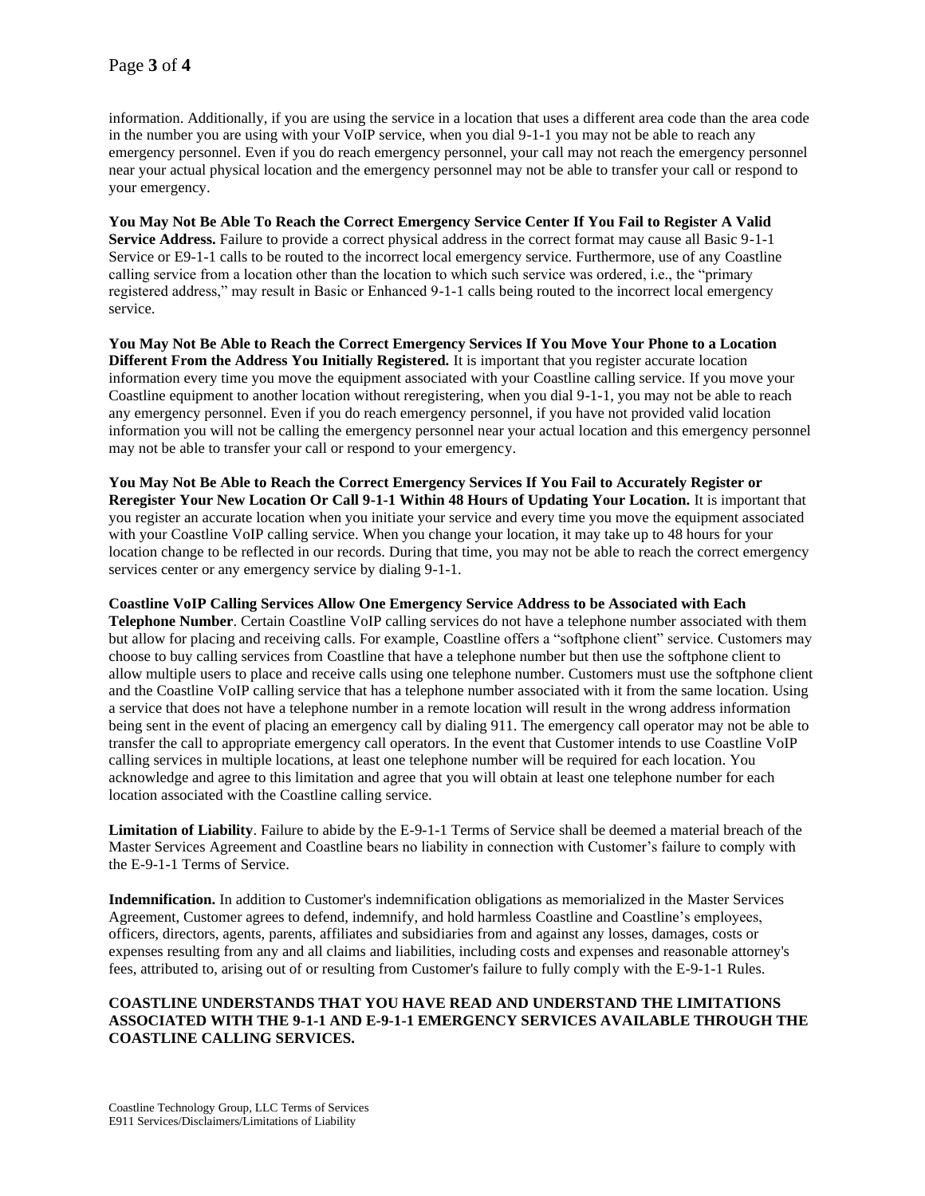information. Additionally, if you are using the service in a location that uses a different area code than the area code in the number you are using with your VoIP service, when you dial 9-1-1 you may not be able to reach any emergency personnel. Even if you do reach emergency personnel, your call may not reach the emergency personnel near your actual physical location and the emergency personnel may not be able to transfer your call or respond to your emergency.

**You May Not Be Able To Reach the Correct Emergency Service Center If You Fail to Register A Valid Service Address.** Failure to provide a correct physical address in the correct format may cause all Basic 9-1-1 Service or E9-1-1 calls to be routed to the incorrect local emergency service. Furthermore, use of any Coastline calling service from a location other than the location to which such service was ordered, i.e., the "primary registered address," may result in Basic or Enhanced 9-1-1 calls being routed to the incorrect local emergency service.

**You May Not Be Able to Reach the Correct Emergency Services If You Move Your Phone to a Location Different From the Address You Initially Registered.** It is important that you register accurate location information every time you move the equipment associated with your Coastline calling service. If you move your Coastline equipment to another location without reregistering, when you dial 9-1-1, you may not be able to reach any emergency personnel. Even if you do reach emergency personnel, if you have not provided valid location information you will not be calling the emergency personnel near your actual location and this emergency personnel may not be able to transfer your call or respond to your emergency.

**You May Not Be Able to Reach the Correct Emergency Services If You Fail to Accurately Register or Reregister Your New Location Or Call 9-1-1 Within 48 Hours of Updating Your Location.** It is important that you register an accurate location when you initiate your service and every time you move the equipment associated with your Coastline VoIP calling service. When you change your location, it may take up to 48 hours for your location change to be reflected in our records. During that time, you may not be able to reach the correct emergency services center or any emergency service by dialing 9-1-1.

**Coastline VoIP Calling Services Allow One Emergency Service Address to be Associated with Each Telephone Number**. Certain Coastline VoIP calling services do not have a telephone number associated with them but allow for placing and receiving calls. For example, Coastline offers a "softphone client" service. Customers may choose to buy calling services from Coastline that have a telephone number but then use the softphone client to allow multiple users to place and receive calls using one telephone number. Customers must use the softphone client and the Coastline VoIP calling service that has a telephone number associated with it from the same location. Using a service that does not have a telephone number in a remote location will result in the wrong address information being sent in the event of placing an emergency call by dialing 911. The emergency call operator may not be able to transfer the call to appropriate emergency call operators. In the event that Customer intends to use Coastline VoIP calling services in multiple locations, at least one telephone number will be required for each location. You acknowledge and agree to this limitation and agree that you will obtain at least one telephone number for each location associated with the Coastline calling service.

**Limitation of Liability**. Failure to abide by the E-9-1-1 Terms of Service shall be deemed a material breach of the Master Services Agreement and Coastline bears no liability in connection with Customer's failure to comply with the E-9-1-1 Terms of Service.

**Indemnification.** In addition to Customer's indemnification obligations as memorialized in the Master Services Agreement, Customer agrees to defend, indemnify, and hold harmless Coastline and Coastline's employees, officers, directors, agents, parents, affiliates and subsidiaries from and against any losses, damages, costs or expenses resulting from any and all claims and liabilities, including costs and expenses and reasonable attorney's fees, attributed to, arising out of or resulting from Customer's failure to fully comply with the E-9-1-1 Rules.

**COASTLINE UNDERSTANDS THAT YOU HAVE READ AND UNDERSTAND THE LIMITATIONS ASSOCIATED WITH THE 9-1-1 AND E-9-1-1 EMERGENCY SERVICES AVAILABLE THROUGH THE COASTLINE CALLING SERVICES.**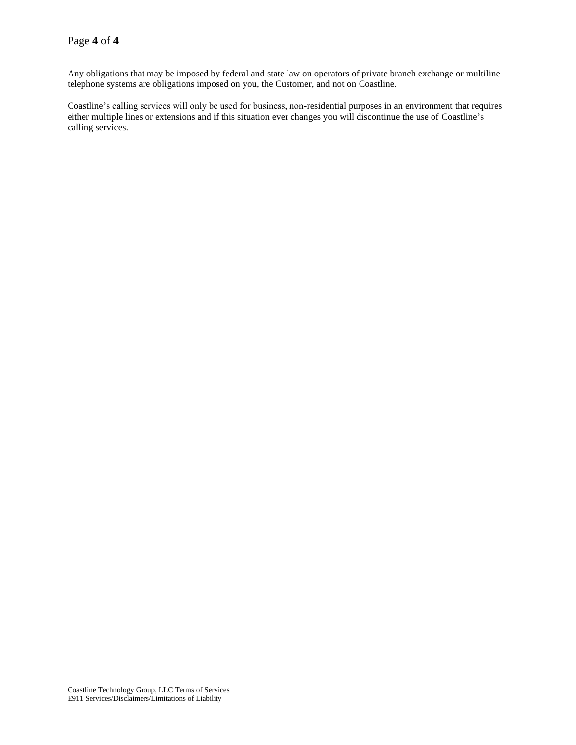Any obligations that may be imposed by federal and state law on operators of private branch exchange or multiline telephone systems are obligations imposed on you, the Customer, and not on Coastline.

Coastline's calling services will only be used for business, non-residential purposes in an environment that requires either multiple lines or extensions and if this situation ever changes you will discontinue the use of Coastline's calling services.